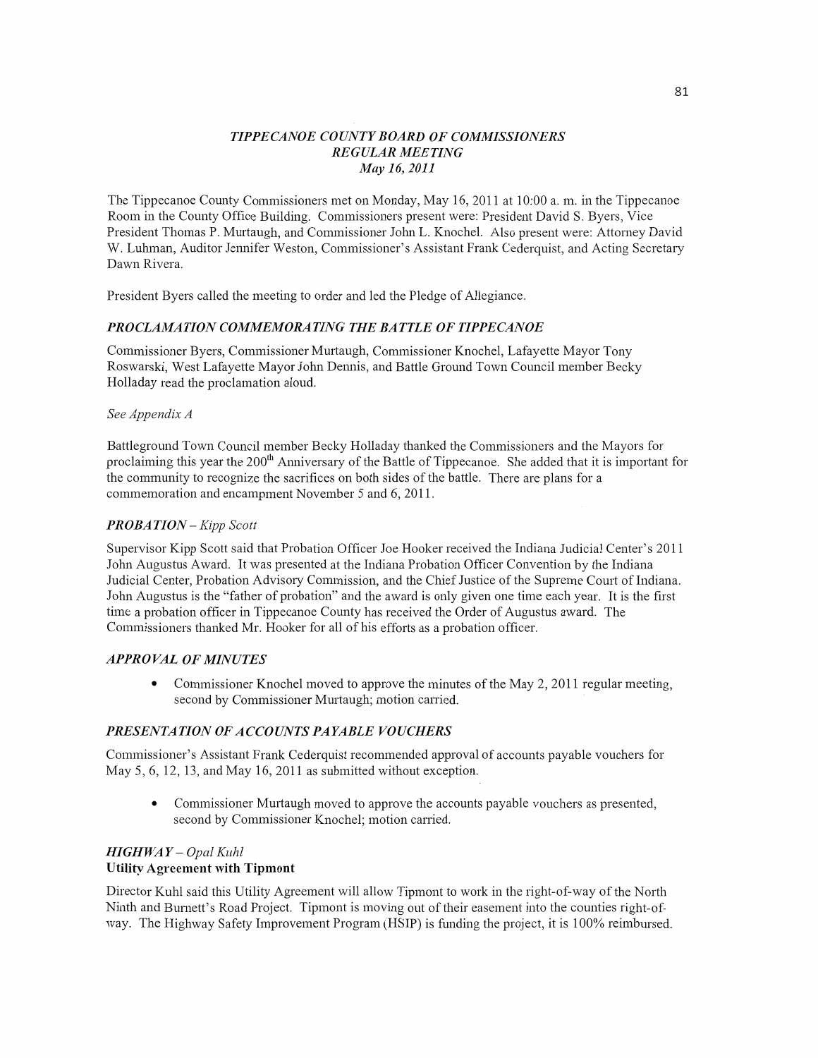# *TIPPECANOE COUNTY BOARD OF COMMISSIONERS*
## *REGULAR MEETING*
### *May 16, 2011*

The Tippecanoe County Commissioners met on Monday, May 16, 2011 at 10:00 a. m. in the Tippecanoe Room in the County Office Building. Commissioners present were: President David S. Byers, Vice President Thomas P. Murtaugh, and Commissioner John L. Knochel. Also present were: Attorney David W. Luhman, Auditor Jennifer Weston, Commissioner's Assistant Frank Cederquist, and Acting Secretary Dawn Rivera.

President Byers called the meeting to order and led the Pledge of Allegiance.

### *PROCLAMATION COMMEMORATING THE BATTLE OF TIPPECANOE*

Commissioner Byers, Commissioner Murtaugh, Commissioner Knochel, Lafayette Mayor Tony Roswarski, West Lafayette Mayor John Dennis, and Battle Ground Town Council member Becky Holladay read the proclamation aloud.

*See Appendix A*

Battleground Town Council member Becky Holladay thanked the Commissioners and the Mayors for proclaiming this year the 200th Anniversary of the Battle of Tippecanoe. She added that it is important for the community to recognize the sacrifices on both sides of the battle. There are plans for a commemoration and encampment November 5 and 6, 2011.

### *PROBATION – Kipp Scott*

Supervisor Kipp Scott said that Probation Officer Joe Hooker received the Indiana Judicial Center's 2011 John Augustus Award. It was presented at the Indiana Probation Officer Convention by the Indiana Judicial Center, Probation Advisory Commission, and the Chief Justice of the Supreme Court of Indiana. John Augustus is the "father of probation" and the award is only given one time each year. It is the first time a probation officer in Tippecanoe County has received the Order of Augustus award. The Commissioners thanked Mr. Hooker for all of his efforts as a probation officer.

### *APPROVAL OF MINUTES*

- Commissioner Knochel moved to approve the minutes of the May 2, 2011 regular meeting, second by Commissioner Murtaugh; motion carried.

### *PRESENTATION OF ACCOUNTS PAYABLE VOUCHERS*

Commissioner's Assistant Frank Cederquist recommended approval of accounts payable vouchers for May 5, 6, 12, 13, and May 16, 2011 as submitted without exception.

- Commissioner Murtaugh moved to approve the accounts payable vouchers as presented, second by Commissioner Knochel; motion carried.

### *HIGHWAY – Opal Kuhl*
**Utility Agreement with Tipmont**

Director Kuhl said this Utility Agreement will allow Tipmont to work in the right-of-way of the North Ninth and Burnett's Road Project. Tipmont is moving out of their easement into the counties right-of-way. The Highway Safety Improvement Program (HSIP) is funding the project, it is 100% reimbursed.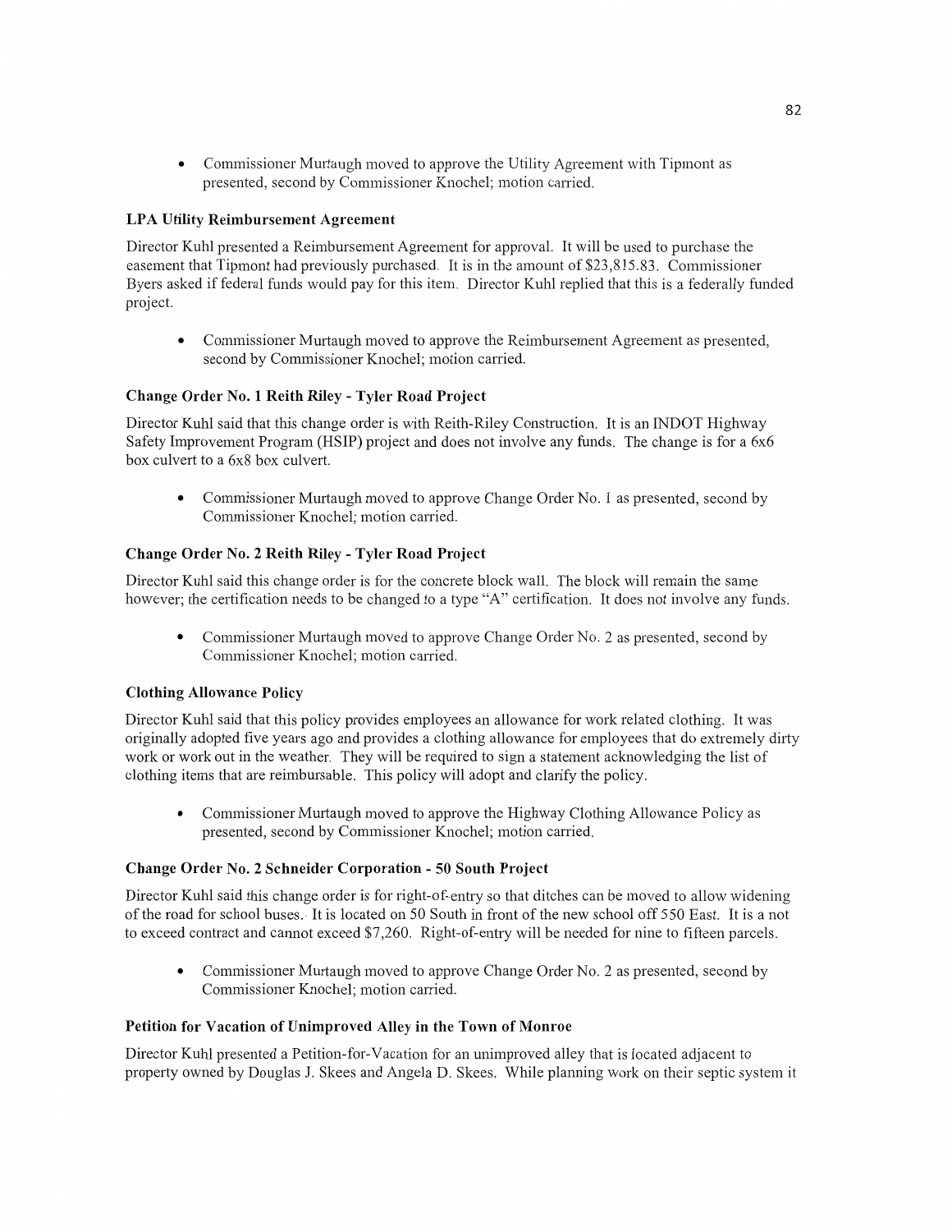- Commissioner Murtaugh moved to approve the Utility Agreement with Tipmont as presented, second by Commissioner Knochel; motion carried.

**LPA Utility Reimbursement Agreement**

Director Kuhl presented a Reimbursement Agreement for approval. It will be used to purchase the easement that Tipmont had previously purchased. It is in the amount of $23,815.83. Commissioner Byers asked if federal funds would pay for this item. Director Kuhl replied that this is a federally funded project.

- Commissioner Murtaugh moved to approve the Reimbursement Agreement as presented, second by Commissioner Knochel; motion carried.

**Change Order No. 1 Reith Riley - Tyler Road Project**

Director Kuhl said that this change order is with Reith-Riley Construction. It is an INDOT Highway Safety Improvement Program (HSIP) project and does not involve any funds. The change is for a 6x6 box culvert to a 6x8 box culvert.

- Commissioner Murtaugh moved to approve Change Order No. 1 as presented, second by Commissioner Knochel; motion carried.

**Change Order No. 2 Reith Riley - Tyler Road Project**

Director Kuhl said this change order is for the concrete block wall. The block will remain the same however; the certification needs to be changed to a type "A" certification. It does not involve any funds.

- Commissioner Murtaugh moved to approve Change Order No. 2 as presented, second by Commissioner Knochel; motion carried.

**Clothing Allowance Policy**

Director Kuhl said that this policy provides employees an allowance for work related clothing. It was originally adopted five years ago and provides a clothing allowance for employees that do extremely dirty work or work out in the weather. They will be required to sign a statement acknowledging the list of clothing items that are reimbursable. This policy will adopt and clarify the policy.

- Commissioner Murtaugh moved to approve the Highway Clothing Allowance Policy as presented, second by Commissioner Knochel; motion carried.

**Change Order No. 2 Schneider Corporation - 50 South Project**

Director Kuhl said this change order is for right-of-entry so that ditches can be moved to allow widening of the road for school buses. It is located on 50 South in front of the new school off 550 East. It is a not to exceed contract and cannot exceed $7,260. Right-of-entry will be needed for nine to fifteen parcels.

- Commissioner Murtaugh moved to approve Change Order No. 2 as presented, second by Commissioner Knochel; motion carried.

**Petition for Vacation of Unimproved Alley in the Town of Monroe**

Director Kuhl presented a Petition-for-Vacation for an unimproved alley that is located adjacent to property owned by Douglas J. Skees and Angela D. Skees. While planning work on their septic system it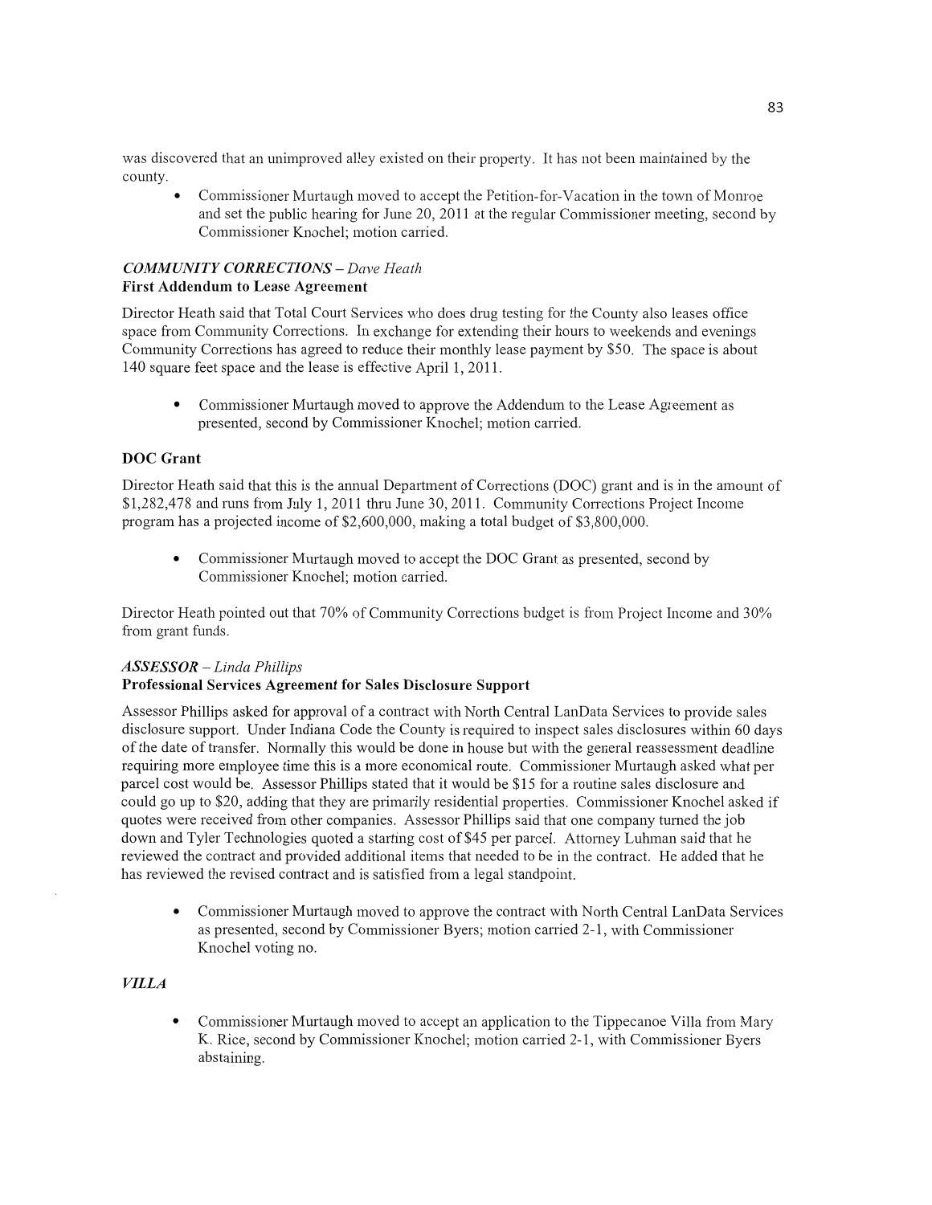was discovered that an unimproved alley existed on their property. It has not been maintained by the county.

- Commissioner Murtaugh moved to accept the Petition-for-Vacation in the town of Monroe and set the public hearing for June 20, 2011 at the regular Commissioner meeting, second by Commissioner Knochel; motion carried.

### *COMMUNITY CORRECTIONS – Dave Heath*

**First Addendum to Lease Agreement**

Director Heath said that Total Court Services who does drug testing for the County also leases office space from Community Corrections. In exchange for extending their hours to weekends and evenings Community Corrections has agreed to reduce their monthly lease payment by $50. The space is about 140 square feet space and the lease is effective April 1, 2011.

- Commissioner Murtaugh moved to approve the Addendum to the Lease Agreement as presented, second by Commissioner Knochel; motion carried.

**DOC Grant**

Director Heath said that this is the annual Department of Corrections (DOC) grant and is in the amount of $1,282,478 and runs from July 1, 2011 thru June 30, 2011. Community Corrections Project Income program has a projected income of $2,600,000, making a total budget of $3,800,000.

- Commissioner Murtaugh moved to accept the DOC Grant as presented, second by Commissioner Knochel; motion carried.

Director Heath pointed out that 70% of Community Corrections budget is from Project Income and 30% from grant funds.

### *ASSESSOR – Linda Phillips*

**Professional Services Agreement for Sales Disclosure Support**

Assessor Phillips asked for approval of a contract with North Central LanData Services to provide sales disclosure support. Under Indiana Code the County is required to inspect sales disclosures within 60 days of the date of transfer. Normally this would be done in house but with the general reassessment deadline requiring more employee time this is a more economical route. Commissioner Murtaugh asked what per parcel cost would be. Assessor Phillips stated that it would be $15 for a routine sales disclosure and could go up to $20, adding that they are primarily residential properties. Commissioner Knochel asked if quotes were received from other companies. Assessor Phillips said that one company turned the job down and Tyler Technologies quoted a starting cost of $45 per parcel. Attorney Luhman said that he reviewed the contract and provided additional items that needed to be in the contract. He added that he has reviewed the revised contract and is satisfied from a legal standpoint.

- Commissioner Murtaugh moved to approve the contract with North Central LanData Services as presented, second by Commissioner Byers; motion carried 2-1, with Commissioner Knochel voting no.

### *VILLA*

- Commissioner Murtaugh moved to accept an application to the Tippecanoe Villa from Mary K. Rice, second by Commissioner Knochel; motion carried 2-1, with Commissioner Byers abstaining.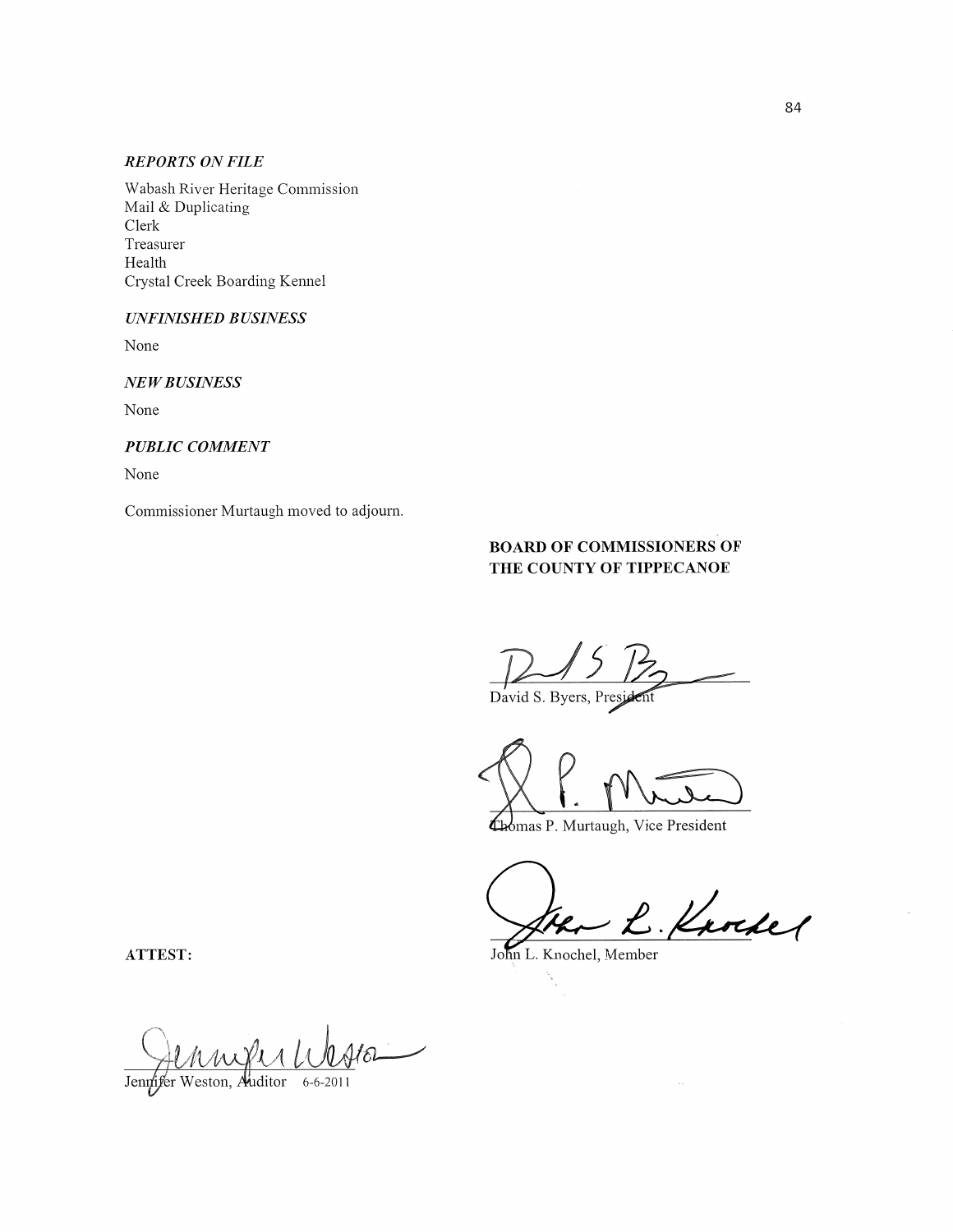***REPORTS ON FILE***

Wabash River Heritage Commission
Mail & Duplicating
Clerk
Treasurer
Health
Crystal Creek Boarding Kennel

***UNFINISHED BUSINESS***

None

***NEW BUSINESS***

None

***PUBLIC COMMENT***

None

Commissioner Murtaugh moved to adjourn.

**BOARD OF COMMISSIONERS OF THE COUNTY OF TIPPECANOE**

David S. Byers, President

Thomas P. Murtaugh, Vice President

John L. Knochel, Member

**ATTEST:**

Jennifer Weston, Auditor 6-6-2011